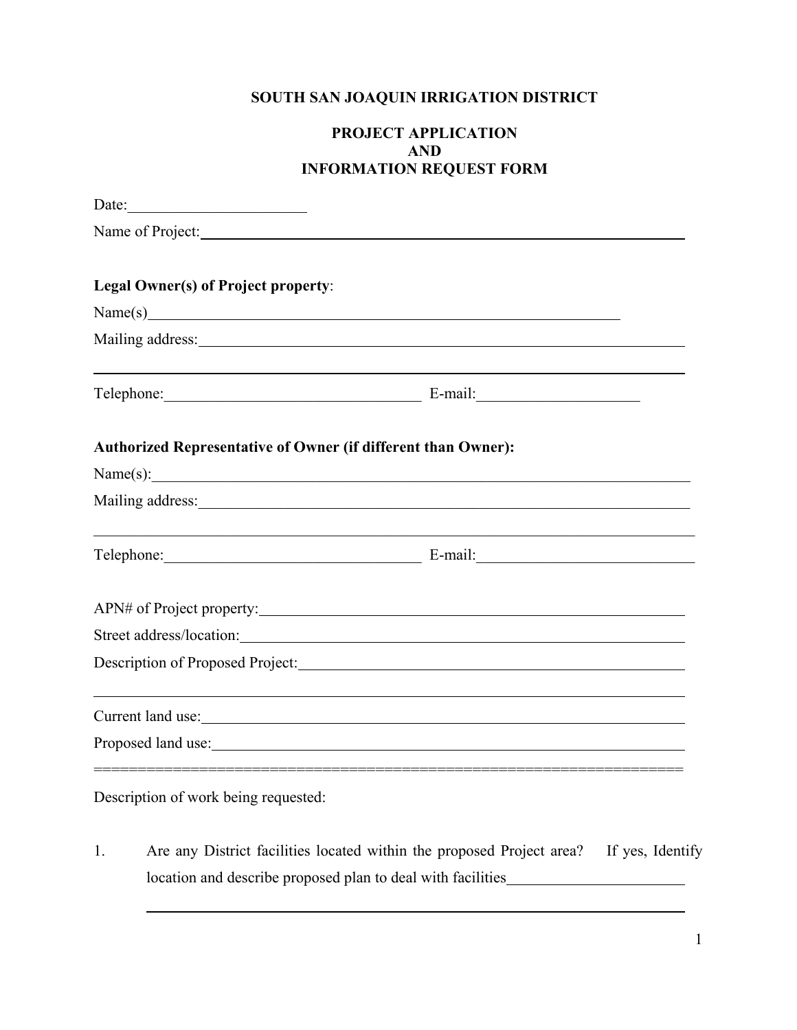# SOUTH SAN JOAQUIN IRRIGATION DISTRICT

## PROJECT APPLICATION
## AND
## INFORMATION REQUEST FORM

Date:_______________________

Name of Project:___________________________________________________________________

**Legal Owner(s) of Project property**:

Name(s)_____________________________________________________________

Mailing address:_____________________________________________________________

_____________________________________________________________________________

Telephone:_________________________________ E-mail:_____________________

**Authorized Representative of Owner (if different than Owner):**

Name(s):_____________________________________________________________________

Mailing address:______________________________________________________________

_____________________________________________________________________________

Telephone:_________________________________ E-mail:____________________________

APN# of Project property:_____________________________________________________

Street address/location:______________________________________________________

Description of Proposed Project:______________________________________________

_____________________________________________________________________________

Current land use:______________________________________________________________

Proposed land use:_____________________________________________________________

====================================================================

Description of work being requested:

1. Are any District facilities located within the proposed Project area? If yes, Identify location and describe proposed plan to deal with facilities_______________________

   _____________________________________________________________________________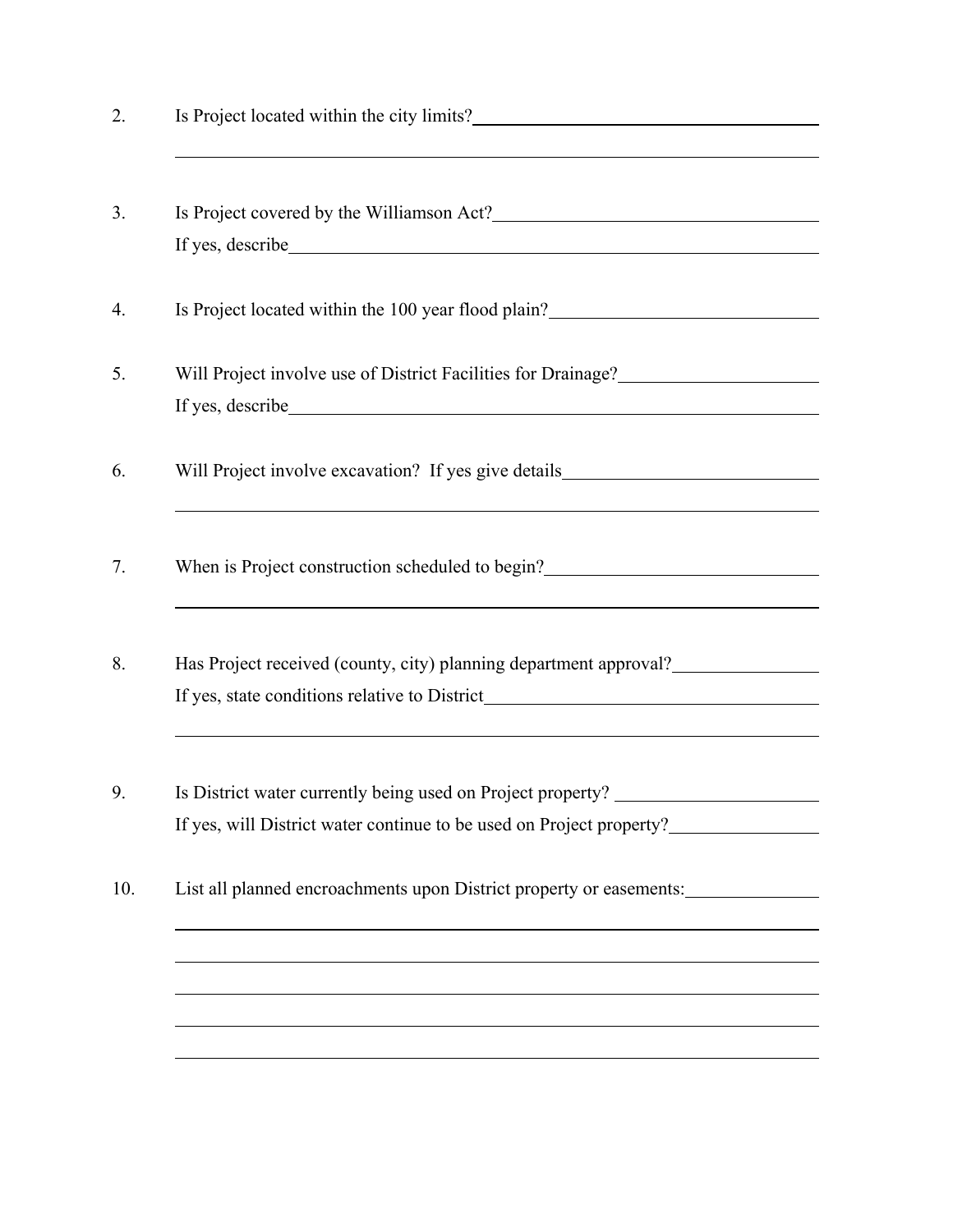2. Is Project located within the city limits?\_\_\_\_\_\_\_\_\_\_\_\_\_\_\_\_\_\_\_\_\_\_\_\_\_\_\_\_\_\_\_\_\_\_\_\_\_\_\_\_\_\_\_\_

\_\_\_\_\_\_\_\_\_\_\_\_\_\_\_\_\_\_\_\_\_\_\_\_\_\_\_\_\_\_\_\_\_\_\_\_\_\_\_\_\_\_\_\_\_\_\_\_\_\_\_\_\_\_\_\_\_\_\_\_\_\_\_\_\_\_\_\_\_\_\_\_\_\_\_\_

3. Is Project covered by the Williamson Act?\_\_\_\_\_\_\_\_\_\_\_\_\_\_\_\_\_\_\_\_\_\_\_\_\_\_\_\_\_\_\_\_\_\_\_\_\_\_\_\_
   If yes, describe\_\_\_\_\_\_\_\_\_\_\_\_\_\_\_\_\_\_\_\_\_\_\_\_\_\_\_\_\_\_\_\_\_\_\_\_\_\_\_\_\_\_\_\_\_\_\_\_\_\_\_\_\_\_\_\_\_\_\_\_\_\_\_

4. Is Project located within the 100 year flood plain?\_\_\_\_\_\_\_\_\_\_\_\_\_\_\_\_\_\_\_\_\_\_\_\_\_\_\_\_\_\_\_\_\_

5. Will Project involve use of District Facilities for Drainage?\_\_\_\_\_\_\_\_\_\_\_\_\_\_\_\_\_\_\_\_\_\_\_\_\_
   If yes, describe\_\_\_\_\_\_\_\_\_\_\_\_\_\_\_\_\_\_\_\_\_\_\_\_\_\_\_\_\_\_\_\_\_\_\_\_\_\_\_\_\_\_\_\_\_\_\_\_\_\_\_\_\_\_\_\_\_\_\_\_\_\_\_

6. Will Project involve excavation? If yes give details\_\_\_\_\_\_\_\_\_\_\_\_\_\_\_\_\_\_\_\_\_\_\_\_\_\_\_\_\_\_\_

\_\_\_\_\_\_\_\_\_\_\_\_\_\_\_\_\_\_\_\_\_\_\_\_\_\_\_\_\_\_\_\_\_\_\_\_\_\_\_\_\_\_\_\_\_\_\_\_\_\_\_\_\_\_\_\_\_\_\_\_\_\_\_\_\_\_\_\_\_\_\_\_\_\_\_\_

7. When is Project construction scheduled to begin?\_\_\_\_\_\_\_\_\_\_\_\_\_\_\_\_\_\_\_\_\_\_\_\_\_\_\_\_\_\_\_\_\_

\_\_\_\_\_\_\_\_\_\_\_\_\_\_\_\_\_\_\_\_\_\_\_\_\_\_\_\_\_\_\_\_\_\_\_\_\_\_\_\_\_\_\_\_\_\_\_\_\_\_\_\_\_\_\_\_\_\_\_\_\_\_\_\_\_\_\_\_\_\_\_\_\_\_\_\_

8. Has Project received (county, city) planning department approval?\_\_\_\_\_\_\_\_\_\_\_\_\_\_\_\_\_\_
   If yes, state conditions relative to District\_\_\_\_\_\_\_\_\_\_\_\_\_\_\_\_\_\_\_\_\_\_\_\_\_\_\_\_\_\_\_\_\_\_\_\_\_\_\_\_\_

\_\_\_\_\_\_\_\_\_\_\_\_\_\_\_\_\_\_\_\_\_\_\_\_\_\_\_\_\_\_\_\_\_\_\_\_\_\_\_\_\_\_\_\_\_\_\_\_\_\_\_\_\_\_\_\_\_\_\_\_\_\_\_\_\_\_\_\_\_\_\_\_\_\_\_\_

9. Is District water currently being used on Project property? \_\_\_\_\_\_\_\_\_\_\_\_\_\_\_\_\_\_\_\_\_\_\_\_
   If yes, will District water continue to be used on Project property?\_\_\_\_\_\_\_\_\_\_\_\_\_\_\_\_\_\_

10. List all planned encroachments upon District property or easements:\_\_\_\_\_\_\_\_\_\_\_\_\_\_\_\_

\_\_\_\_\_\_\_\_\_\_\_\_\_\_\_\_\_\_\_\_\_\_\_\_\_\_\_\_\_\_\_\_\_\_\_\_\_\_\_\_\_\_\_\_\_\_\_\_\_\_\_\_\_\_\_\_\_\_\_\_\_\_\_\_\_\_\_\_\_\_\_\_\_\_\_\_

\_\_\_\_\_\_\_\_\_\_\_\_\_\_\_\_\_\_\_\_\_\_\_\_\_\_\_\_\_\_\_\_\_\_\_\_\_\_\_\_\_\_\_\_\_\_\_\_\_\_\_\_\_\_\_\_\_\_\_\_\_\_\_\_\_\_\_\_\_\_\_\_\_\_\_\_

\_\_\_\_\_\_\_\_\_\_\_\_\_\_\_\_\_\_\_\_\_\_\_\_\_\_\_\_\_\_\_\_\_\_\_\_\_\_\_\_\_\_\_\_\_\_\_\_\_\_\_\_\_\_\_\_\_\_\_\_\_\_\_\_\_\_\_\_\_\_\_\_\_\_\_\_

\_\_\_\_\_\_\_\_\_\_\_\_\_\_\_\_\_\_\_\_\_\_\_\_\_\_\_\_\_\_\_\_\_\_\_\_\_\_\_\_\_\_\_\_\_\_\_\_\_\_\_\_\_\_\_\_\_\_\_\_\_\_\_\_\_\_\_\_\_\_\_\_\_\_\_\_

\_\_\_\_\_\_\_\_\_\_\_\_\_\_\_\_\_\_\_\_\_\_\_\_\_\_\_\_\_\_\_\_\_\_\_\_\_\_\_\_\_\_\_\_\_\_\_\_\_\_\_\_\_\_\_\_\_\_\_\_\_\_\_\_\_\_\_\_\_\_\_\_\_\_\_\_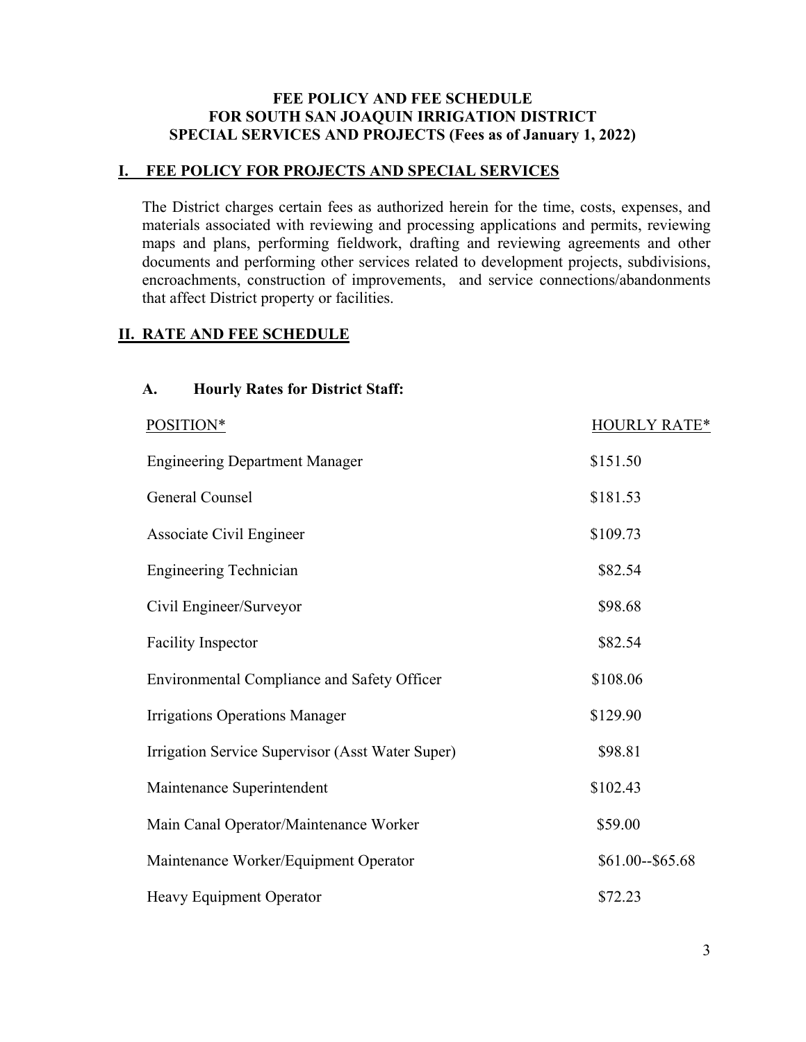**FEE POLICY AND FEE SCHEDULE**
**FOR SOUTH SAN JOAQUIN IRRIGATION DISTRICT**
**SPECIAL SERVICES AND PROJECTS (Fees as of January 1, 2022)**

## I. FEE POLICY FOR PROJECTS AND SPECIAL SERVICES

The District charges certain fees as authorized herein for the time, costs, expenses, and materials associated with reviewing and processing applications and permits, reviewing maps and plans, performing fieldwork, drafting and reviewing agreements and other documents and performing other services related to development projects, subdivisions, encroachments, construction of improvements, and service connections/abandonments that affect District property or facilities.

## II. RATE AND FEE SCHEDULE

### A. Hourly Rates for District Staff:

| POSITION* | HOURLY RATE* |
|---|---|
| Engineering Department Manager | $151.50 |
| General Counsel | $181.53 |
| Associate Civil Engineer | $109.73 |
| Engineering Technician | $82.54 |
| Civil Engineer/Surveyor | $98.68 |
| Facility Inspector | $82.54 |
| Environmental Compliance and Safety Officer | $108.06 |
| Irrigations Operations Manager | $129.90 |
| Irrigation Service Supervisor (Asst Water Super) | $98.81 |
| Maintenance Superintendent | $102.43 |
| Main Canal Operator/Maintenance Worker | $59.00 |
| Maintenance Worker/Equipment Operator | $61.00--$65.68 |
| Heavy Equipment Operator | $72.23 |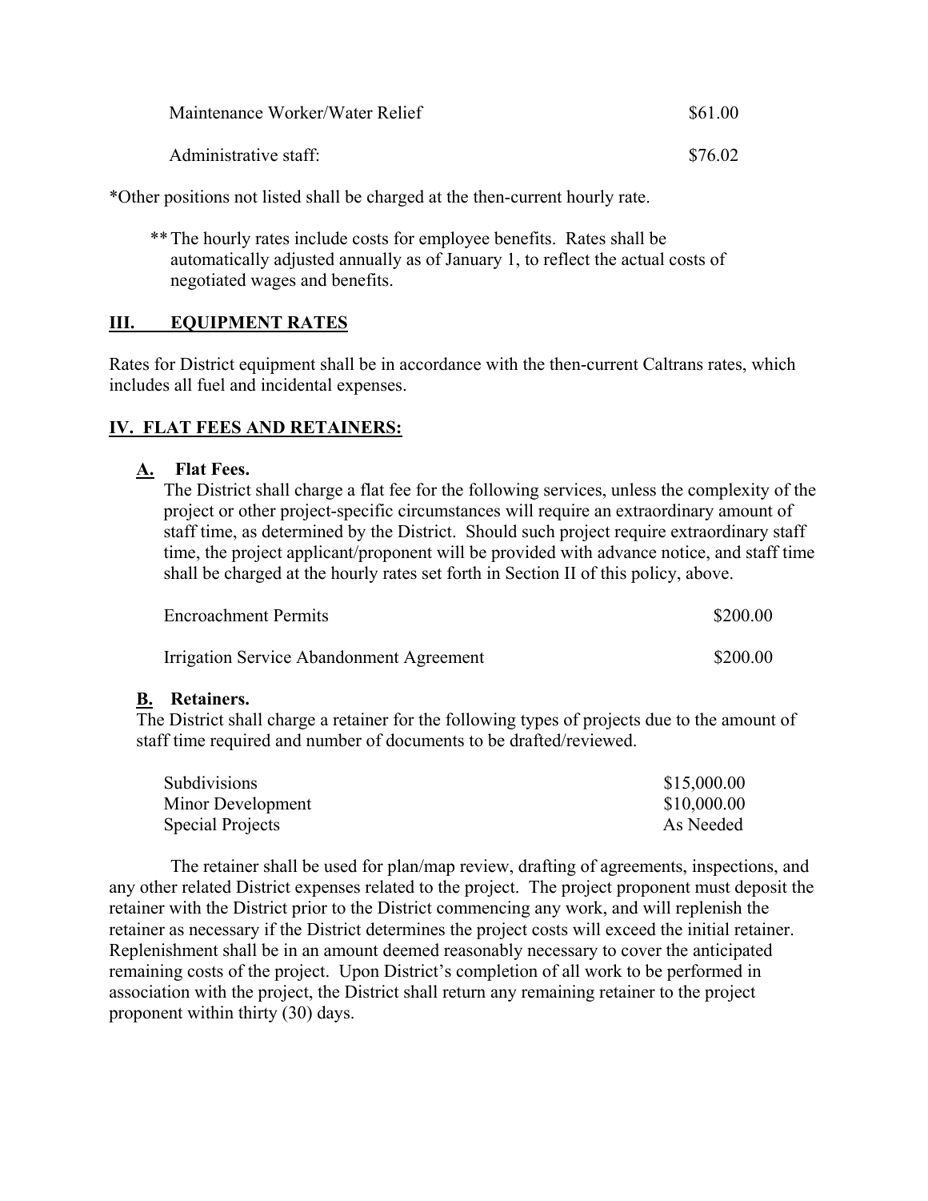| | |
|---|---|
| Maintenance Worker/Water Relief | $61.00 |
| Administrative staff: | $76.02 |

*Other positions not listed shall be charged at the then-current hourly rate.

** The hourly rates include costs for employee benefits. Rates shall be automatically adjusted annually as of January 1, to reflect the actual costs of negotiated wages and benefits.

## III. EQUIPMENT RATES

Rates for District equipment shall be in accordance with the then-current Caltrans rates, which includes all fuel and incidental expenses.

## IV. FLAT FEES AND RETAINERS:

### A. Flat Fees.

The District shall charge a flat fee for the following services, unless the complexity of the project or other project-specific circumstances will require an extraordinary amount of staff time, as determined by the District. Should such project require extraordinary staff time, the project applicant/proponent will be provided with advance notice, and staff time shall be charged at the hourly rates set forth in Section II of this policy, above.

| | |
|---|---|
| Encroachment Permits | $200.00 |
| Irrigation Service Abandonment Agreement | $200.00 |

### B. Retainers.

The District shall charge a retainer for the following types of projects due to the amount of staff time required and number of documents to be drafted/reviewed.

| | |
|---|---|
| Subdivisions | $15,000.00 |
| Minor Development | $10,000.00 |
| Special Projects | As Needed |

The retainer shall be used for plan/map review, drafting of agreements, inspections, and any other related District expenses related to the project. The project proponent must deposit the retainer with the District prior to the District commencing any work, and will replenish the retainer as necessary if the District determines the project costs will exceed the initial retainer. Replenishment shall be in an amount deemed reasonably necessary to cover the anticipated remaining costs of the project. Upon District's completion of all work to be performed in association with the project, the District shall return any remaining retainer to the project proponent within thirty (30) days.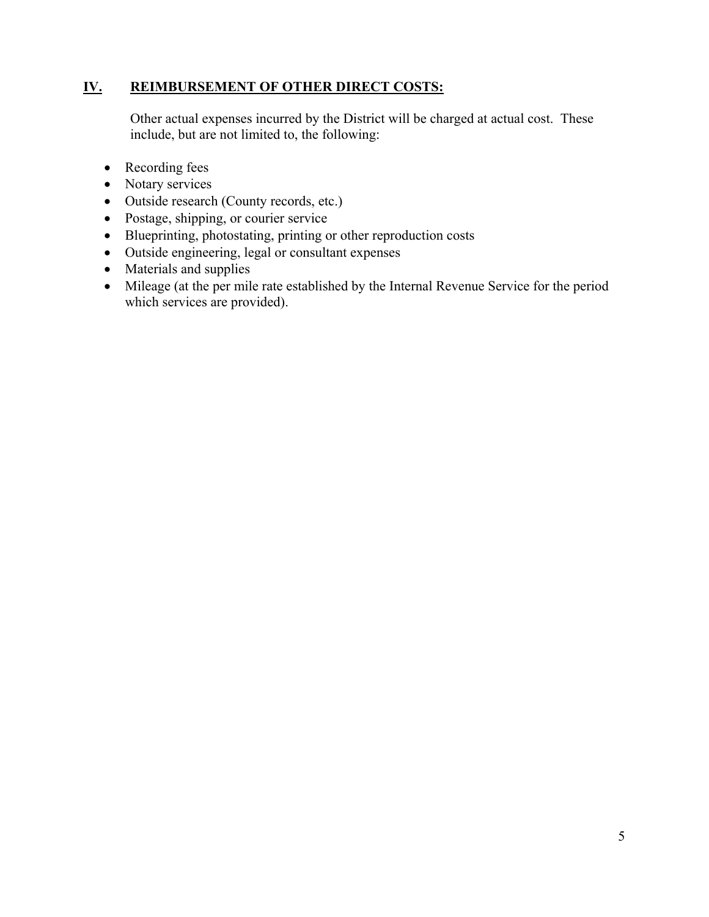## IV. REIMBURSEMENT OF OTHER DIRECT COSTS:

Other actual expenses incurred by the District will be charged at actual cost. These include, but are not limited to, the following:

- Recording fees
- Notary services
- Outside research (County records, etc.)
- Postage, shipping, or courier service
- Blueprinting, photostating, printing or other reproduction costs
- Outside engineering, legal or consultant expenses
- Materials and supplies
- Mileage (at the per mile rate established by the Internal Revenue Service for the period which services are provided).